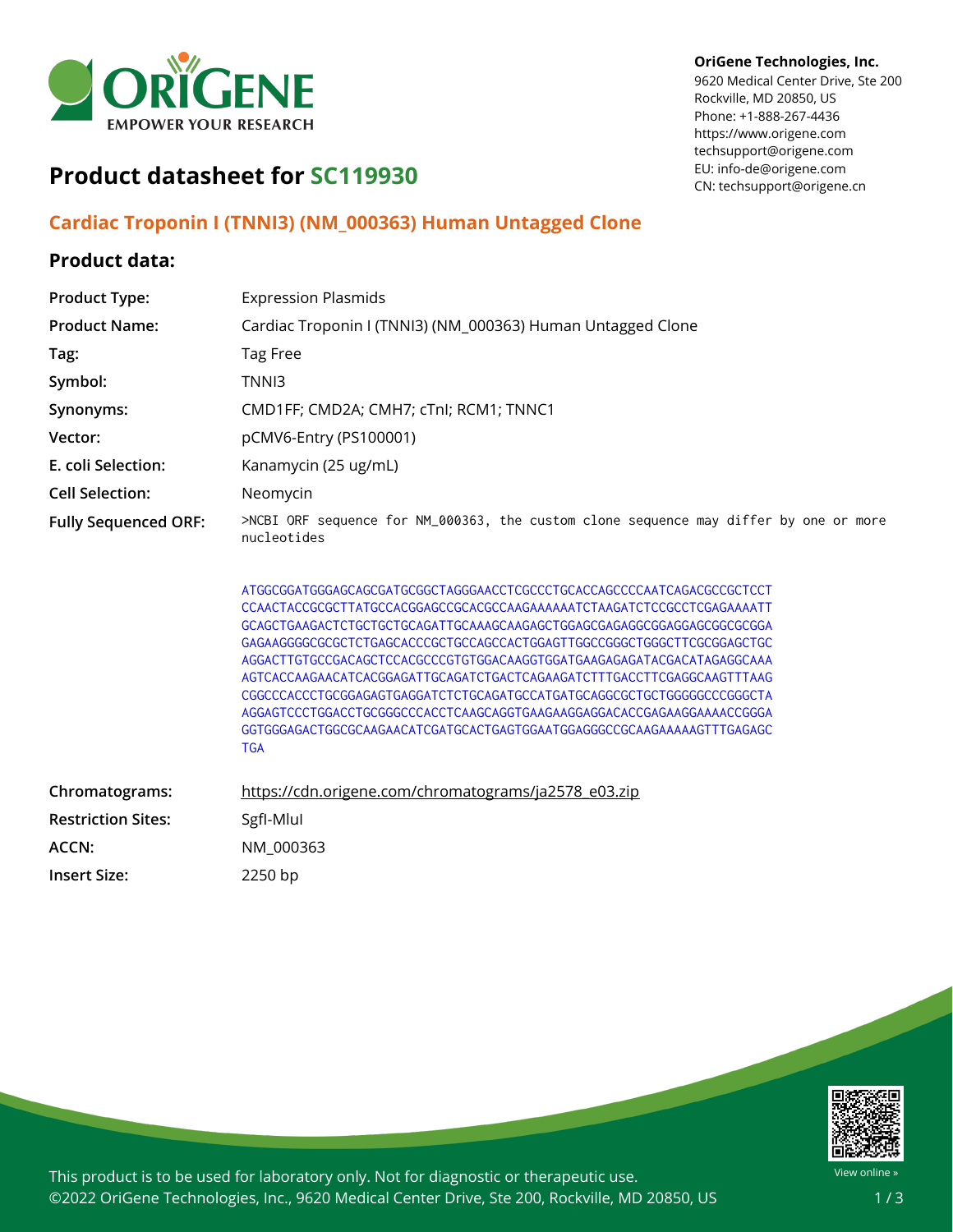OriGene Technologies, Inc.
9620 Medical Center Drive, Ste 200
Rockville, MD 20850, US
Phone: +1-888-267-4436
https://www.origene.com
techsupport@origene.com
EU: info-de@origene.com
CN: techsupport@origene.cn

# Product datasheet for SC119930

## Cardiac Troponin I (TNNI3) (NM_000363) Human Untagged Clone

### Product data:

| | |
|---|---|
| **Product Type:** | Expression Plasmids |
| **Product Name:** | Cardiac Troponin I (TNNI3) (NM_000363) Human Untagged Clone |
| **Tag:** | Tag Free |
| **Symbol:** | TNNI3 |
| **Synonyms:** | CMD1FF; CMD2A; CMH7; cTnI; RCM1; TNNC1 |
| **Vector:** | pCMV6-Entry (PS100001) |
| **E. coli Selection:** | Kanamycin (25 ug/mL) |
| **Cell Selection:** | Neomycin |
| **Fully Sequenced ORF:** | >NCBI ORF sequence for NM_000363, the custom clone sequence may differ by one or more nucleotides |

```
ATGGCGGATGGGAGCAGCGATGCGGCTAGGGAACCTCGCCCTGCACCAGCCCCAATCAGACGCCGCTCCT
CCAACTACCGCGCTTATGCCACGGAGCCGCACGCCAAGAAAAAATCTAAGATCTCCGCCTCGAGAAAATT
GCAGCTGAAGACTCTGCTGCTGCAGATTGCAAAGCAAGAGCTGGAGCGAGAGGCGGAGGAGCGGCGCGGA
GAGAAGGGGCGCGCTCTGAGCACCCGCTGCCAGCCACTGGAGTTGGCCGGGCTGGGCTTCGCGGAGCTGC
AGGACTTGTGCCGACAGCTCCACGCCCGTGTGGACAAGGTGGATGAAGAGAGATACGACATAGAGGCAAA
AGTCACCAAGAACATCACGGAGATTGCAGATCTGACTCAGAAGATCTTTGACCTTCGAGGCAAGTTTAAG
CGGCCCACCCTGCGGAGAGTGAGGATCTCTGCAGATGCCATGATGCAGGCGCTGCTGGGGGCCCGGGCTA
AGGAGTCCCTGGACCTGCGGGCCCACCTCAAGCAGGTGAAGAAGGAGGACACCGAGAAGGAAAACCGGGA
GGTGGGAGACTGGCGCAAGAACATCGATGCACTGAGTGGAATGGAGGGCCGCAAGAAAAAGTTTGAGAGC
TGA
```

| | |
|---|---|
| **Chromatograms:** | https://cdn.origene.com/chromatograms/ja2578_e03.zip |
| **Restriction Sites:** | SgfI-MluI |
| **ACCN:** | NM_000363 |
| **Insert Size:** | 2250 bp |

This product is to be used for laboratory only. Not for diagnostic or therapeutic use.
©2022 OriGene Technologies, Inc., 9620 Medical Center Drive, Ste 200, Rockville, MD 20850, US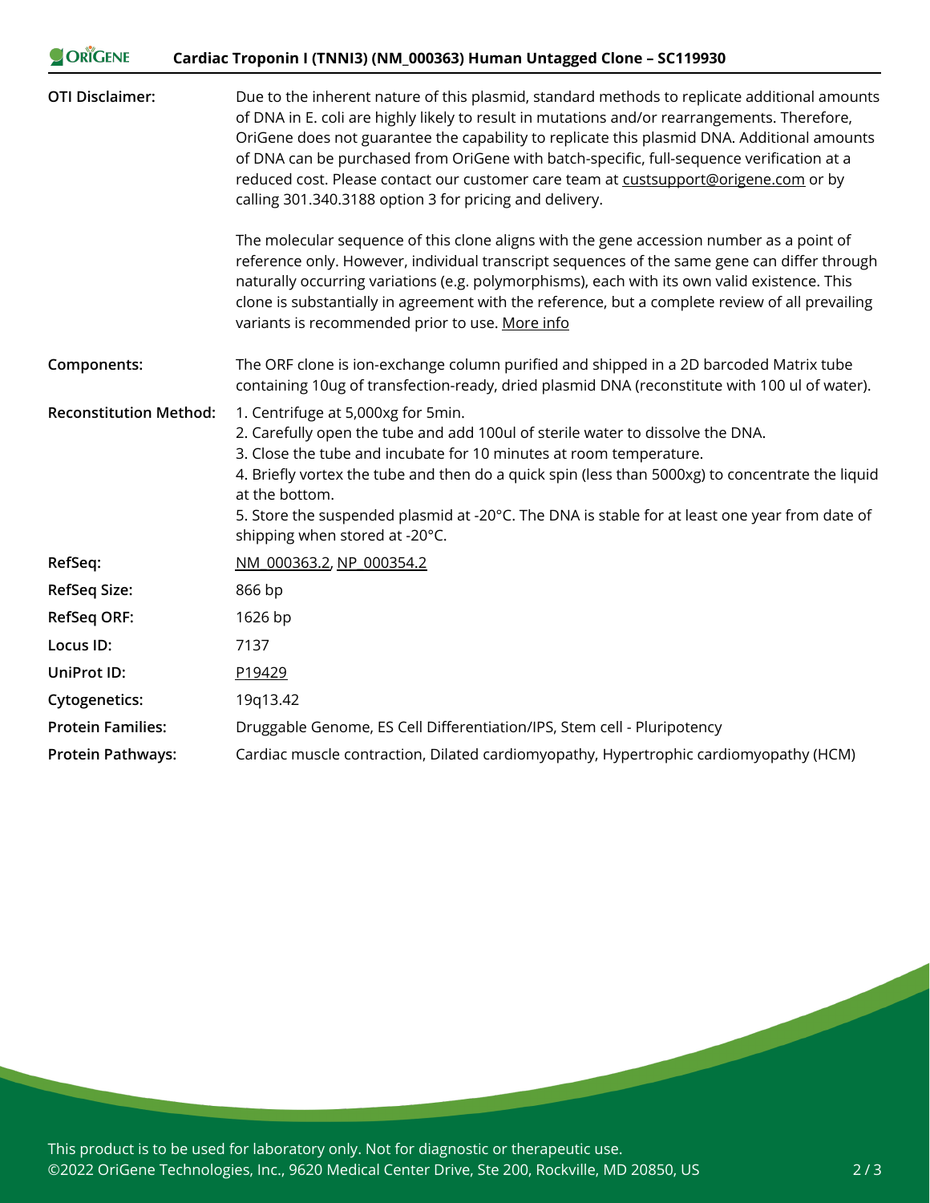| | |
|---|---|
| **OTI Disclaimer:** | Due to the inherent nature of this plasmid, standard methods to replicate additional amounts of DNA in E. coli are highly likely to result in mutations and/or rearrangements. Therefore, OriGene does not guarantee the capability to replicate this plasmid DNA. Additional amounts of DNA can be purchased from OriGene with batch-specific, full-sequence verification at a reduced cost. Please contact our customer care team at custsupport@origene.com or by calling 301.340.3188 option 3 for pricing and delivery.<br><br>The molecular sequence of this clone aligns with the gene accession number as a point of reference only. However, individual transcript sequences of the same gene can differ through naturally occurring variations (e.g. polymorphisms), each with its own valid existence. This clone is substantially in agreement with the reference, but a complete review of all prevailing variants is recommended prior to use. More info |
| **Components:** | The ORF clone is ion-exchange column purified and shipped in a 2D barcoded Matrix tube containing 10ug of transfection-ready, dried plasmid DNA (reconstitute with 100 ul of water). |
| **Reconstitution Method:** | 1. Centrifuge at 5,000xg for 5min.<br>2. Carefully open the tube and add 100ul of sterile water to dissolve the DNA.<br>3. Close the tube and incubate for 10 minutes at room temperature.<br>4. Briefly vortex the tube and then do a quick spin (less than 5000xg) to concentrate the liquid at the bottom.<br>5. Store the suspended plasmid at -20°C. The DNA is stable for at least one year from date of shipping when stored at -20°C. |
| **RefSeq:** | NM_000363.2, NP_000354.2 |
| **RefSeq Size:** | 866 bp |
| **RefSeq ORF:** | 1626 bp |
| **Locus ID:** | 7137 |
| **UniProt ID:** | P19429 |
| **Cytogenetics:** | 19q13.42 |
| **Protein Families:** | Druggable Genome, ES Cell Differentiation/IPS, Stem cell - Pluripotency |
| **Protein Pathways:** | Cardiac muscle contraction, Dilated cardiomyopathy, Hypertrophic cardiomyopathy (HCM) |

This product is to be used for laboratory only. Not for diagnostic or therapeutic use.
©2022 OriGene Technologies, Inc., 9620 Medical Center Drive, Ste 200, Rockville, MD 20850, US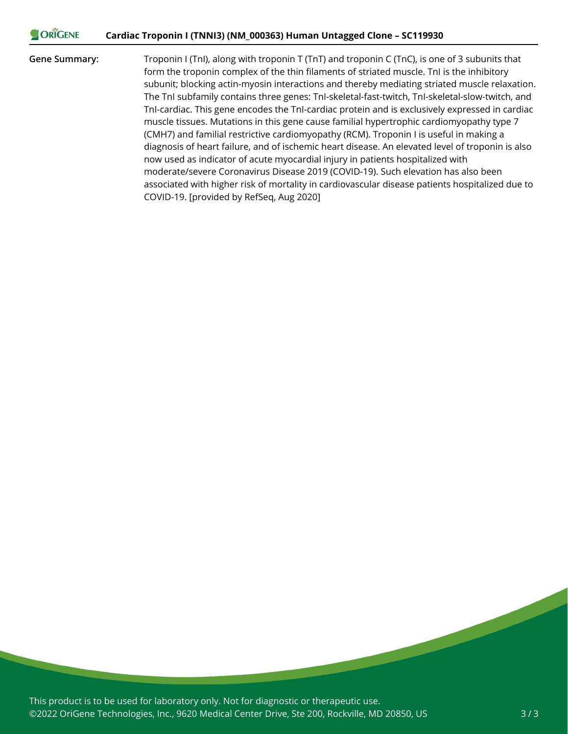**Gene Summary:** Troponin I (TnI), along with troponin T (TnT) and troponin C (TnC), is one of 3 subunits that form the troponin complex of the thin filaments of striated muscle. TnI is the inhibitory subunit; blocking actin-myosin interactions and thereby mediating striated muscle relaxation. The TnI subfamily contains three genes: TnI-skeletal-fast-twitch, TnI-skeletal-slow-twitch, and TnI-cardiac. This gene encodes the TnI-cardiac protein and is exclusively expressed in cardiac muscle tissues. Mutations in this gene cause familial hypertrophic cardiomyopathy type 7 (CMH7) and familial restrictive cardiomyopathy (RCM). Troponin I is useful in making a diagnosis of heart failure, and of ischemic heart disease. An elevated level of troponin is also now used as indicator of acute myocardial injury in patients hospitalized with moderate/severe Coronavirus Disease 2019 (COVID-19). Such elevation has also been associated with higher risk of mortality in cardiovascular disease patients hospitalized due to COVID-19. [provided by RefSeq, Aug 2020]